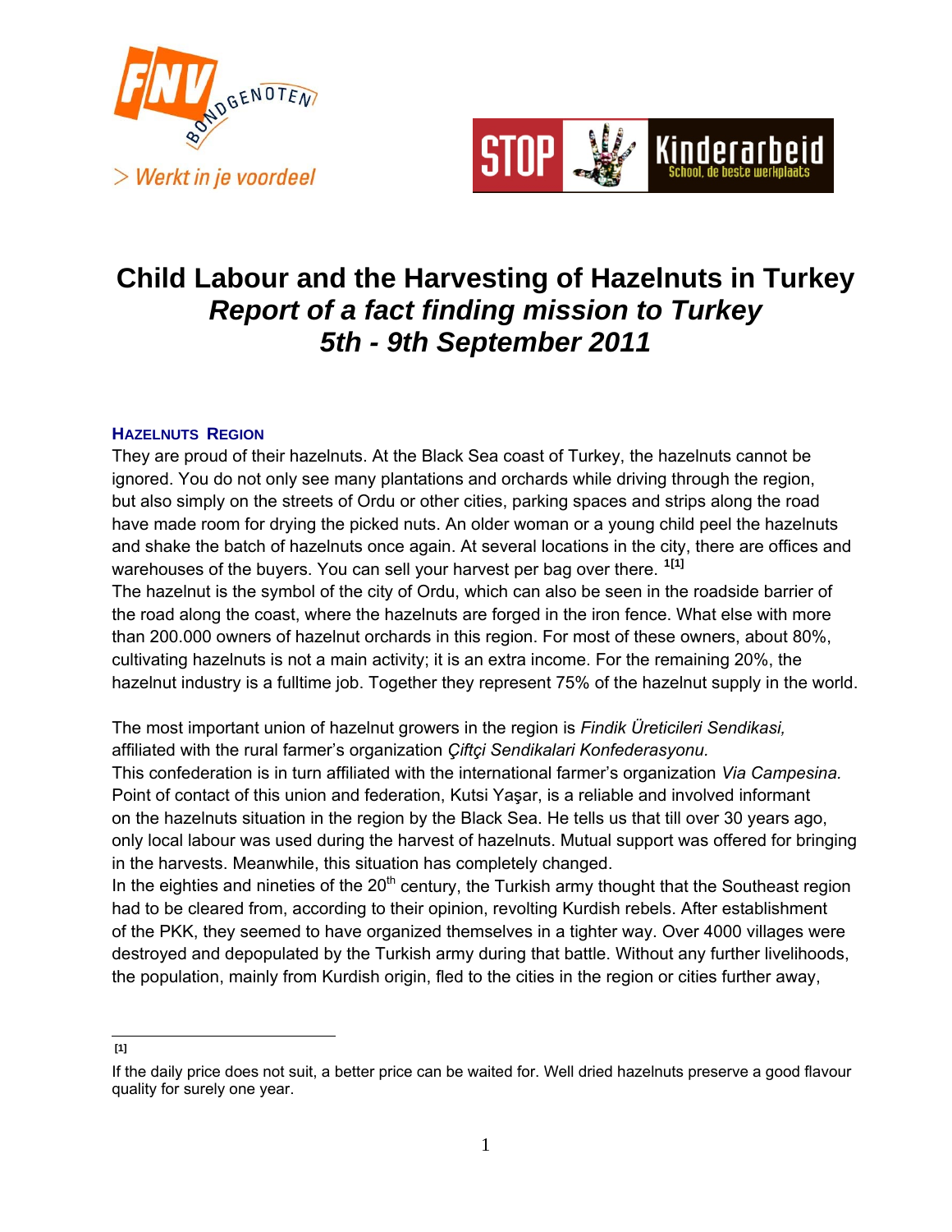# Child Labour and the Harvesting of Hazelnuts in Turkey
## *Report of a fact finding mission to Turkey*
## *5th - 9th September 2011*

### HAZELNUTS REGION

They are proud of their hazelnuts. At the Black Sea coast of Turkey, the hazelnuts cannot be ignored. You do not only see many plantations and orchards while driving through the region, but also simply on the streets of Ordu or other cities, parking spaces and strips along the road have made room for drying the picked nuts. An older woman or a young child peel the hazelnuts and shake the batch of hazelnuts once again. At several locations in the city, there are offices and warehouses of the buyers. You can sell your harvest per bag over there. [1[1]]

The hazelnut is the symbol of the city of Ordu, which can also be seen in the roadside barrier of the road along the coast, where the hazelnuts are forged in the iron fence. What else with more than 200.000 owners of hazelnut orchards in this region. For most of these owners, about 80%, cultivating hazelnuts is not a main activity; it is an extra income. For the remaining 20%, the hazelnut industry is a fulltime job. Together they represent 75% of the hazelnut supply in the world.

The most important union of hazelnut growers in the region is *Findik Üreticileri Sendikasi,* affiliated with the rural farmer's organization *Çiftçi Sendikalari Konfederasyonu.*

This confederation is in turn affiliated with the international farmer's organization *Via Campesina.* Point of contact of this union and federation, Kutsi Yaşar, is a reliable and involved informant on the hazelnuts situation in the region by the Black Sea. He tells us that till over 30 years ago, only local labour was used during the harvest of hazelnuts. Mutual support was offered for bringing in the harvests. Meanwhile, this situation has completely changed.

In the eighties and nineties of the 20th century, the Turkish army thought that the Southeast region had to be cleared from, according to their opinion, revolting Kurdish rebels. After establishment of the PKK, they seemed to have organized themselves in a tighter way. Over 4000 villages were destroyed and depopulated by the Turkish army during that battle. Without any further livelihoods, the population, mainly from Kurdish origin, fled to the cities in the region or cities further away,

---

[1]

If the daily price does not suit, a better price can be waited for. Well dried hazelnuts preserve a good flavour quality for surely one year.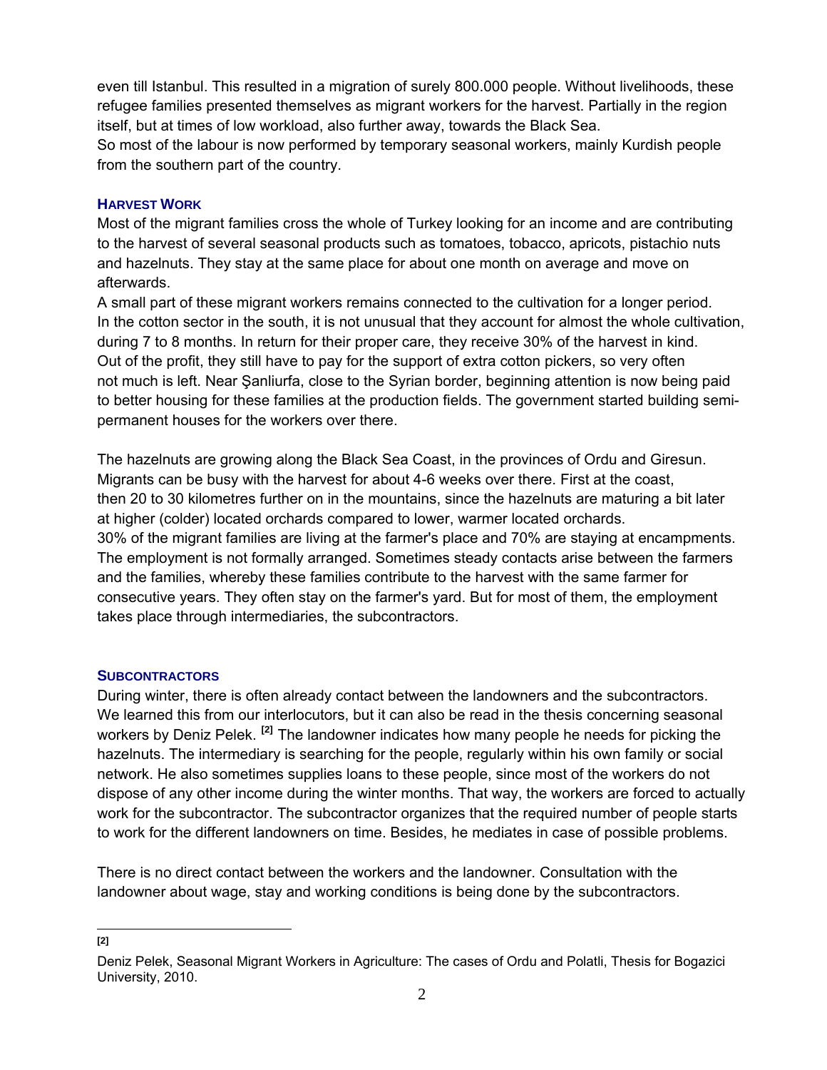even till Istanbul. This resulted in a migration of surely 800.000 people. Without livelihoods, these refugee families presented themselves as migrant workers for the harvest. Partially in the region itself, but at times of low workload, also further away, towards the Black Sea.
So most of the labour is now performed by temporary seasonal workers, mainly Kurdish people from the southern part of the country.

### HARVEST WORK

Most of the migrant families cross the whole of Turkey looking for an income and are contributing to the harvest of several seasonal products such as tomatoes, tobacco, apricots, pistachio nuts and hazelnuts. They stay at the same place for about one month on average and move on afterwards.
A small part of these migrant workers remains connected to the cultivation for a longer period. In the cotton sector in the south, it is not unusual that they account for almost the whole cultivation, during 7 to 8 months. In return for their proper care, they receive 30% of the harvest in kind. Out of the profit, they still have to pay for the support of extra cotton pickers, so very often not much is left. Near Şanliurfa, close to the Syrian border, beginning attention is now being paid to better housing for these families at the production fields. The government started building semi-permanent houses for the workers over there.

The hazelnuts are growing along the Black Sea Coast, in the provinces of Ordu and Giresun. Migrants can be busy with the harvest for about 4-6 weeks over there. First at the coast, then 20 to 30 kilometres further on in the mountains, since the hazelnuts are maturing a bit later at higher (colder) located orchards compared to lower, warmer located orchards.
30% of the migrant families are living at the farmer's place and 70% are staying at encampments. The employment is not formally arranged. Sometimes steady contacts arise between the farmers and the families, whereby these families contribute to the harvest with the same farmer for consecutive years. They often stay on the farmer's yard. But for most of them, the employment takes place through intermediaries, the subcontractors.

### SUBCONTRACTORS

During winter, there is often already contact between the landowners and the subcontractors. We learned this from our interlocutors, but it can also be read in the thesis concerning seasonal workers by Deniz Pelek. [2] The landowner indicates how many people he needs for picking the hazelnuts. The intermediary is searching for the people, regularly within his own family or social network. He also sometimes supplies loans to these people, since most of the workers do not dispose of any other income during the winter months. That way, the workers are forced to actually work for the subcontractor. The subcontractor organizes that the required number of people starts to work for the different landowners on time. Besides, he mediates in case of possible problems.

There is no direct contact between the workers and the landowner. Consultation with the landowner about wage, stay and working conditions is being done by the subcontractors.

---

[2] Deniz Pelek, Seasonal Migrant Workers in Agriculture: The cases of Ordu and Polatli, Thesis for Bogazici University, 2010.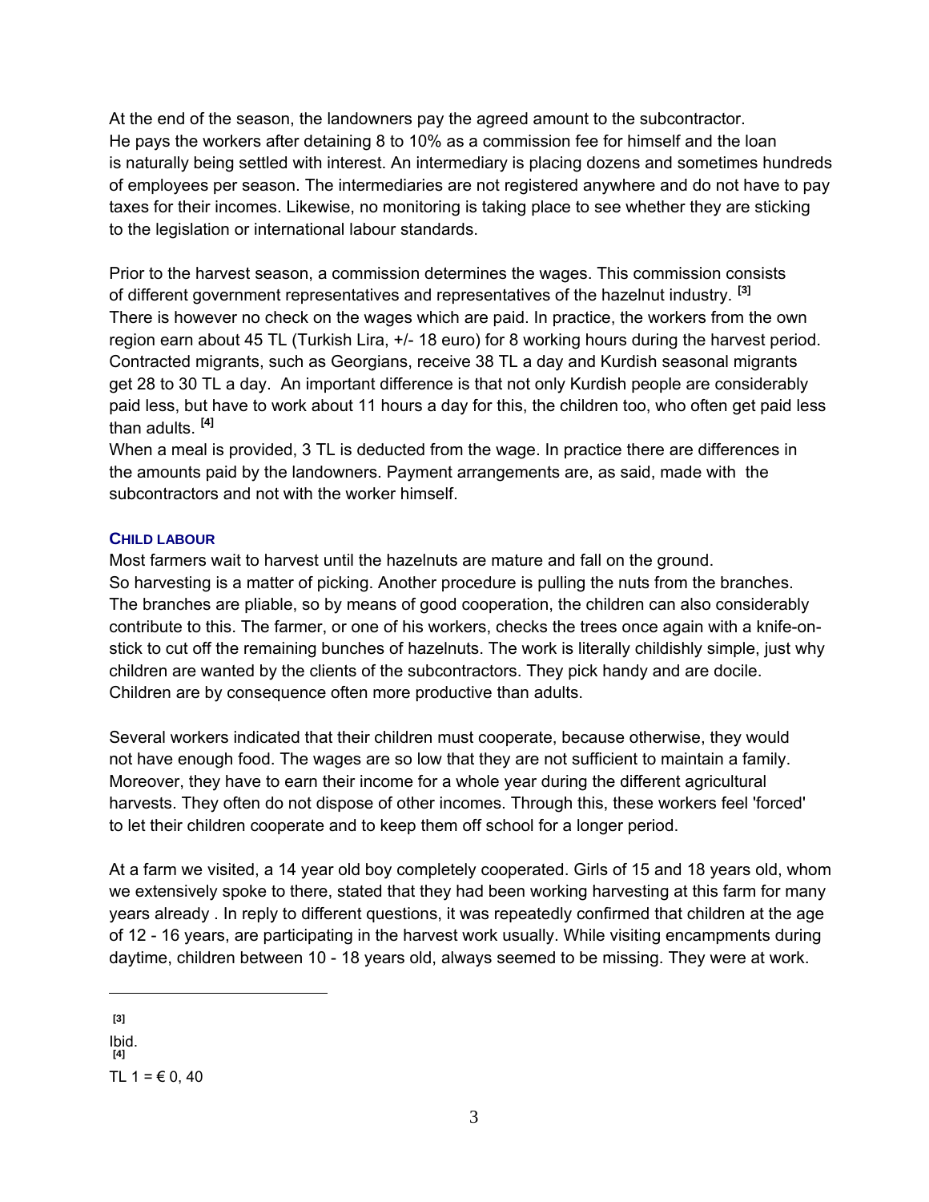At the end of the season, the landowners pay the agreed amount to the subcontractor. He pays the workers after detaining 8 to 10% as a commission fee for himself and the loan is naturally being settled with interest. An intermediary is placing dozens and sometimes hundreds of employees per season. The intermediaries are not registered anywhere and do not have to pay taxes for their incomes. Likewise, no monitoring is taking place to see whether they are sticking to the legislation or international labour standards.

Prior to the harvest season, a commission determines the wages. This commission consists of different government representatives and representatives of the hazelnut industry. [3] There is however no check on the wages which are paid. In practice, the workers from the own region earn about 45 TL (Turkish Lira, +/- 18 euro) for 8 working hours during the harvest period. Contracted migrants, such as Georgians, receive 38 TL a day and Kurdish seasonal migrants get 28 to 30 TL a day. An important difference is that not only Kurdish people are considerably paid less, but have to work about 11 hours a day for this, the children too, who often get paid less than adults. [4]
When a meal is provided, 3 TL is deducted from the wage. In practice there are differences in the amounts paid by the landowners. Payment arrangements are, as said, made with the subcontractors and not with the worker himself.

### Child labour

Most farmers wait to harvest until the hazelnuts are mature and fall on the ground. So harvesting is a matter of picking. Another procedure is pulling the nuts from the branches. The branches are pliable, so by means of good cooperation, the children can also considerably contribute to this. The farmer, or one of his workers, checks the trees once again with a knife-on-stick to cut off the remaining bunches of hazelnuts. The work is literally childishly simple, just why children are wanted by the clients of the subcontractors. They pick handy and are docile. Children are by consequence often more productive than adults.

Several workers indicated that their children must cooperate, because otherwise, they would not have enough food. The wages are so low that they are not sufficient to maintain a family. Moreover, they have to earn their income for a whole year during the different agricultural harvests. They often do not dispose of other incomes. Through this, these workers feel 'forced' to let their children cooperate and to keep them off school for a longer period.

At a farm we visited, a 14 year old boy completely cooperated. Girls of 15 and 18 years old, whom we extensively spoke to there, stated that they had been working harvesting at this farm for many years already . In reply to different questions, it was repeatedly confirmed that children at the age of 12 - 16 years, are participating in the harvest work usually. While visiting encampments during daytime, children between 10 - 18 years old, always seemed to be missing. They were at work.

---

[3] Ibid.

[4] TL 1 = € 0, 40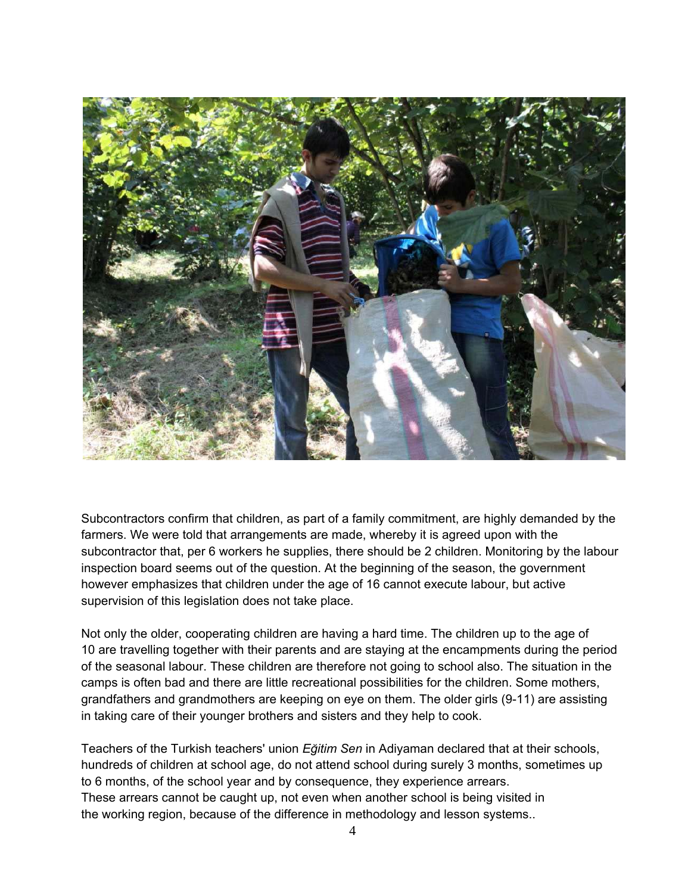Subcontractors confirm that children, as part of a family commitment, are highly demanded by the farmers. We were told that arrangements are made, whereby it is agreed upon with the subcontractor that, per 6 workers he supplies, there should be 2 children. Monitoring by the labour inspection board seems out of the question. At the beginning of the season, the government however emphasizes that children under the age of 16 cannot execute labour, but active supervision of this legislation does not take place.

Not only the older, cooperating children are having a hard time. The children up to the age of 10 are travelling together with their parents and are staying at the encampments during the period of the seasonal labour. These children are therefore not going to school also. The situation in the camps is often bad and there are little recreational possibilities for the children. Some mothers, grandfathers and grandmothers are keeping on eye on them. The older girls (9-11) are assisting in taking care of their younger brothers and sisters and they help to cook.

Teachers of the Turkish teachers' union *Eğitim Sen* in Adiyaman declared that at their schools, hundreds of children at school age, do not attend school during surely 3 months, sometimes up to 6 months, of the school year and by consequence, they experience arrears.
These arrears cannot be caught up, not even when another school is being visited in the working region, because of the difference in methodology and lesson systems..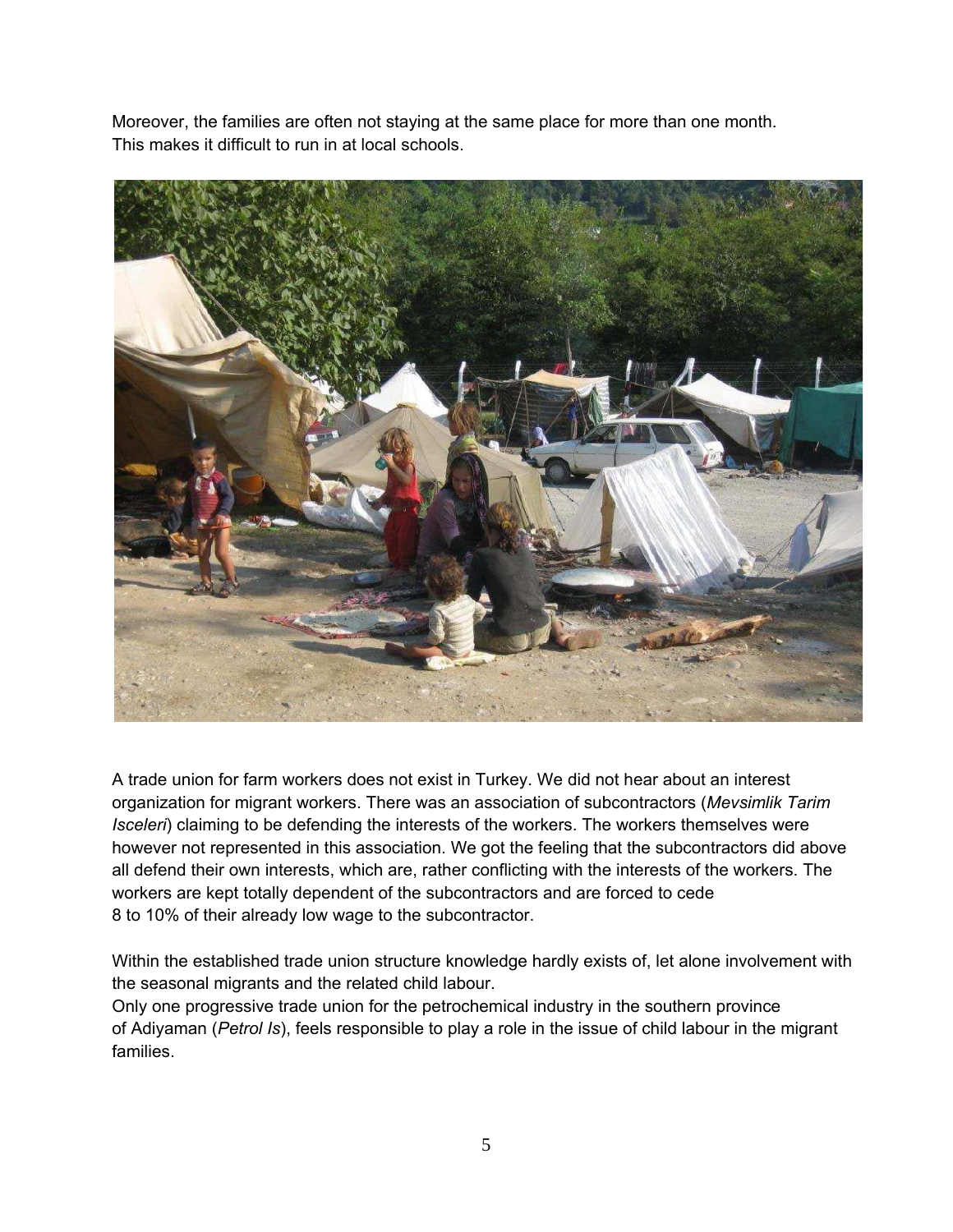Moreover, the families are often not staying at the same place for more than one month. This makes it difficult to run in at local schools.

A trade union for farm workers does not exist in Turkey. We did not hear about an interest organization for migrant workers. There was an association of subcontractors (*Mevsimlik Tarim Isceleri*) claiming to be defending the interests of the workers. The workers themselves were however not represented in this association. We got the feeling that the subcontractors did above all defend their own interests, which are, rather conflicting with the interests of the workers. The workers are kept totally dependent of the subcontractors and are forced to cede 8 to 10% of their already low wage to the subcontractor.

Within the established trade union structure knowledge hardly exists of, let alone involvement with the seasonal migrants and the related child labour.
Only one progressive trade union for the petrochemical industry in the southern province of Adiyaman (*Petrol Is*), feels responsible to play a role in the issue of child labour in the migrant families.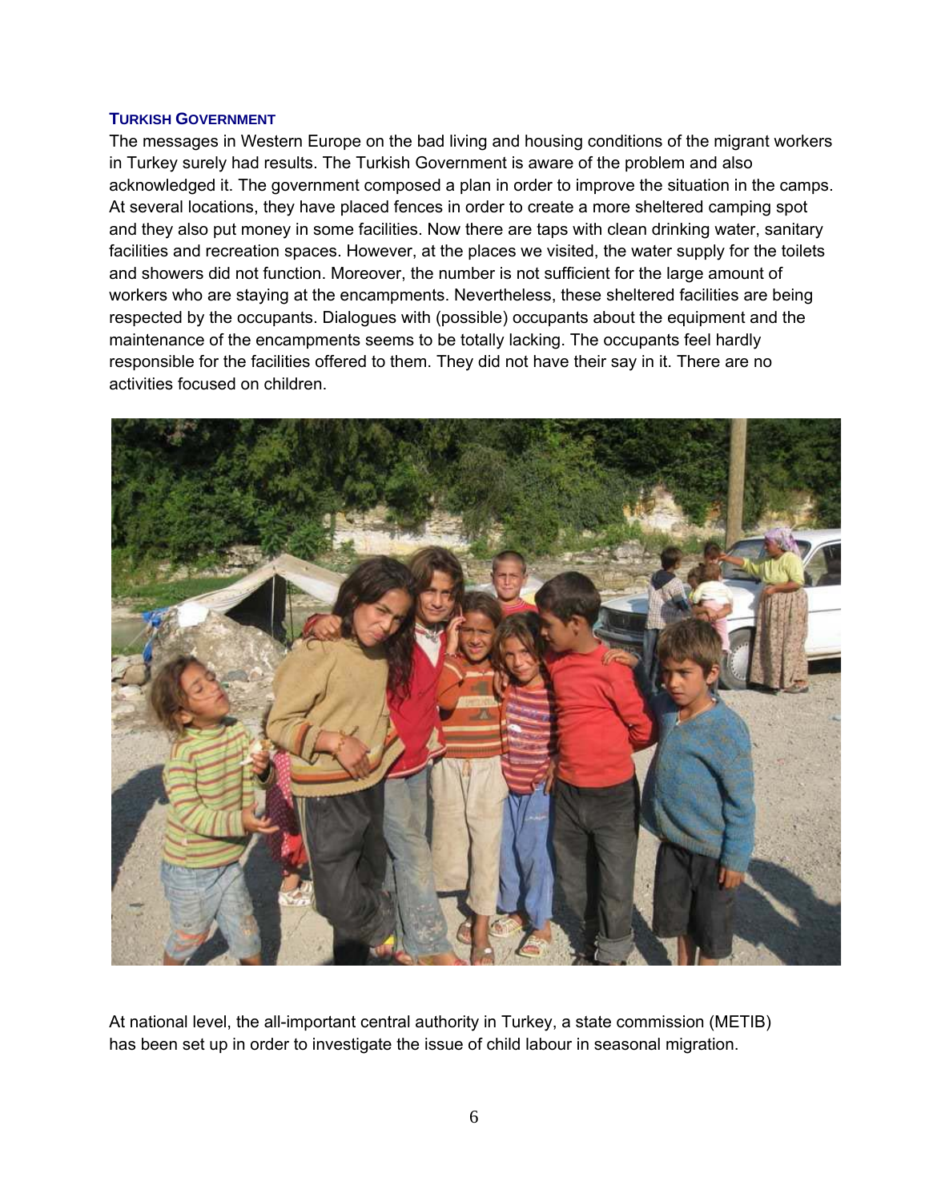### Turkish Government

The messages in Western Europe on the bad living and housing conditions of the migrant workers in Turkey surely had results. The Turkish Government is aware of the problem and also acknowledged it. The government composed a plan in order to improve the situation in the camps. At several locations, they have placed fences in order to create a more sheltered camping spot and they also put money in some facilities. Now there are taps with clean drinking water, sanitary facilities and recreation spaces. However, at the places we visited, the water supply for the toilets and showers did not function. Moreover, the number is not sufficient for the large amount of workers who are staying at the encampments. Nevertheless, these sheltered facilities are being respected by the occupants. Dialogues with (possible) occupants about the equipment and the maintenance of the encampments seems to be totally lacking. The occupants feel hardly responsible for the facilities offered to them. They did not have their say in it. There are no activities focused on children.

At national level, the all-important central authority in Turkey, a state commission (METIB) has been set up in order to investigate the issue of child labour in seasonal migration.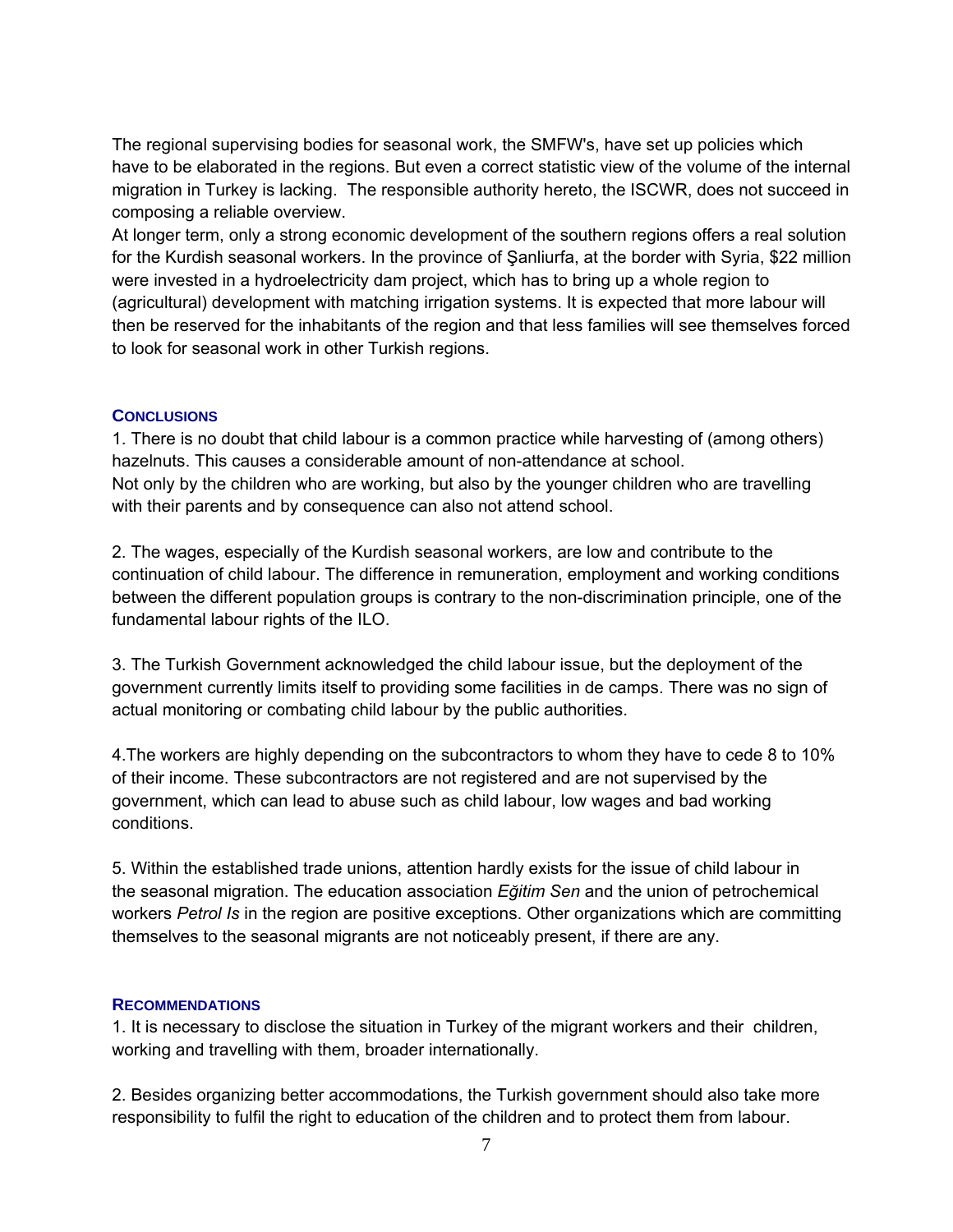The regional supervising bodies for seasonal work, the SMFW's, have set up policies which have to be elaborated in the regions. But even a correct statistic view of the volume of the internal migration in Turkey is lacking. The responsible authority hereto, the ISCWR, does not succeed in composing a reliable overview.

At longer term, only a strong economic development of the southern regions offers a real solution for the Kurdish seasonal workers. In the province of Şanliurfa, at the border with Syria, $22 million were invested in a hydroelectricity dam project, which has to bring up a whole region to (agricultural) development with matching irrigation systems. It is expected that more labour will then be reserved for the inhabitants of the region and that less families will see themselves forced to look for seasonal work in other Turkish regions.

## Conclusions

1. There is no doubt that child labour is a common practice while harvesting of (among others) hazelnuts. This causes a considerable amount of non-attendance at school.
Not only by the children who are working, but also by the younger children who are travelling with their parents and by consequence can also not attend school.

2. The wages, especially of the Kurdish seasonal workers, are low and contribute to the continuation of child labour. The difference in remuneration, employment and working conditions between the different population groups is contrary to the non-discrimination principle, one of the fundamental labour rights of the ILO.

3. The Turkish Government acknowledged the child labour issue, but the deployment of the government currently limits itself to providing some facilities in de camps. There was no sign of actual monitoring or combating child labour by the public authorities.

4.The workers are highly depending on the subcontractors to whom they have to cede 8 to 10% of their income. These subcontractors are not registered and are not supervised by the government, which can lead to abuse such as child labour, low wages and bad working conditions.

5. Within the established trade unions, attention hardly exists for the issue of child labour in the seasonal migration. The education association *Eğitim Sen* and the union of petrochemical workers *Petrol Is* in the region are positive exceptions. Other organizations which are committing themselves to the seasonal migrants are not noticeably present, if there are any.

## Recommendations

1. It is necessary to disclose the situation in Turkey of the migrant workers and their children, working and travelling with them, broader internationally.

2. Besides organizing better accommodations, the Turkish government should also take more responsibility to fulfil the right to education of the children and to protect them from labour.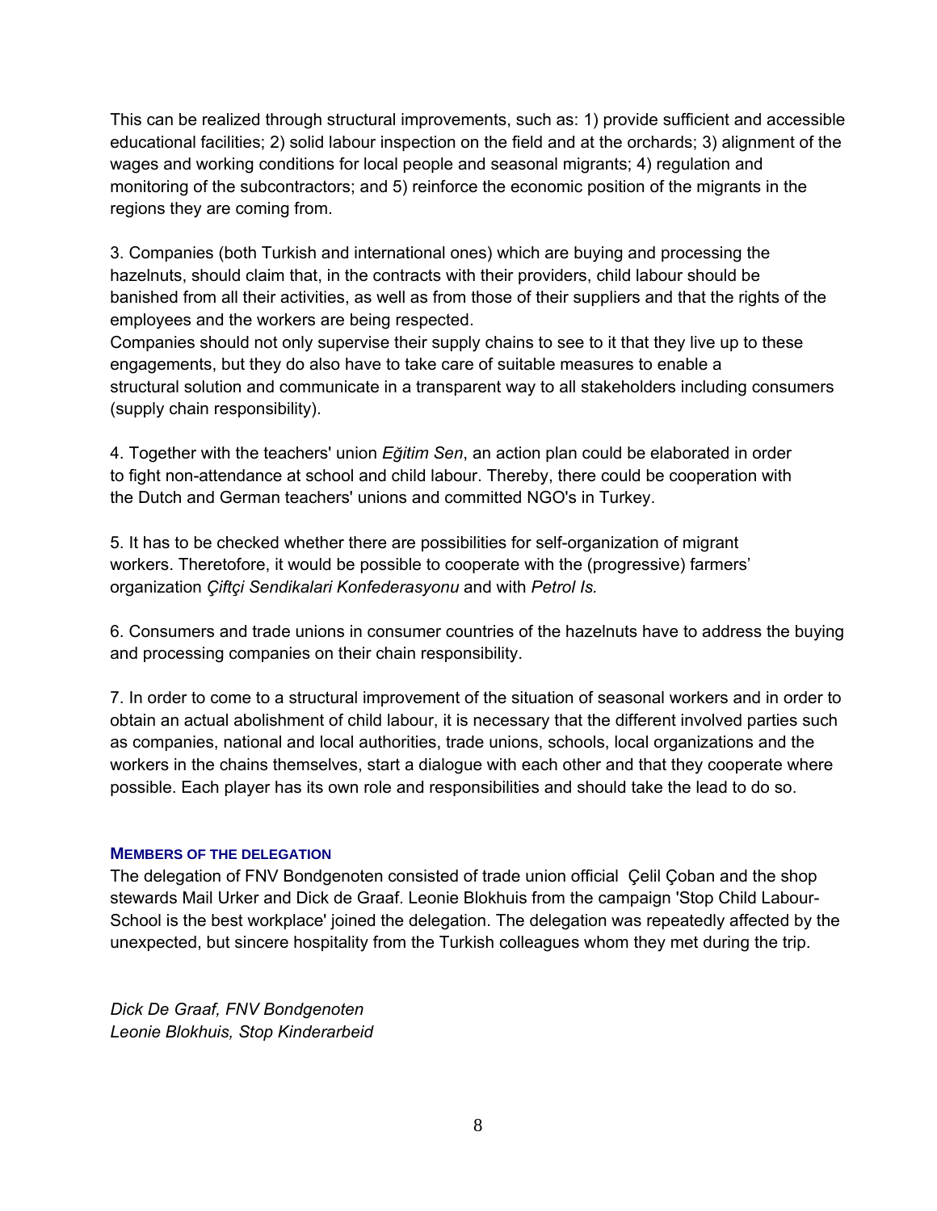This can be realized through structural improvements, such as: 1) provide sufficient and accessible educational facilities; 2) solid labour inspection on the field and at the orchards; 3) alignment of the wages and working conditions for local people and seasonal migrants; 4) regulation and monitoring of the subcontractors; and 5) reinforce the economic position of the migrants in the regions they are coming from.

3. Companies (both Turkish and international ones) which are buying and processing the hazelnuts, should claim that, in the contracts with their providers, child labour should be banished from all their activities, as well as from those of their suppliers and that the rights of the employees and the workers are being respected.
Companies should not only supervise their supply chains to see to it that they live up to these engagements, but they do also have to take care of suitable measures to enable a structural solution and communicate in a transparent way to all stakeholders including consumers (supply chain responsibility).

4. Together with the teachers' union *Eğitim Sen*, an action plan could be elaborated in order to fight non-attendance at school and child labour. Thereby, there could be cooperation with the Dutch and German teachers' unions and committed NGO's in Turkey.

5. It has to be checked whether there are possibilities for self-organization of migrant workers. Theretofore, it would be possible to cooperate with the (progressive) farmers' organization *Çiftçi Sendikalari Konfederasyonu* and with *Petrol Is.*

6. Consumers and trade unions in consumer countries of the hazelnuts have to address the buying and processing companies on their chain responsibility.

7. In order to come to a structural improvement of the situation of seasonal workers and in order to obtain an actual abolishment of child labour, it is necessary that the different involved parties such as companies, national and local authorities, trade unions, schools, local organizations and the workers in the chains themselves, start a dialogue with each other and that they cooperate where possible. Each player has its own role and responsibilities and should take the lead to do so.

### Members of the Delegation

The delegation of FNV Bondgenoten consisted of trade union official Çelil Çoban and the shop stewards Mail Urker and Dick de Graaf. Leonie Blokhuis from the campaign 'Stop Child Labour-School is the best workplace' joined the delegation. The delegation was repeatedly affected by the unexpected, but sincere hospitality from the Turkish colleagues whom they met during the trip.

*Dick De Graaf, FNV Bondgenoten*
*Leonie Blokhuis, Stop Kinderarbeid*